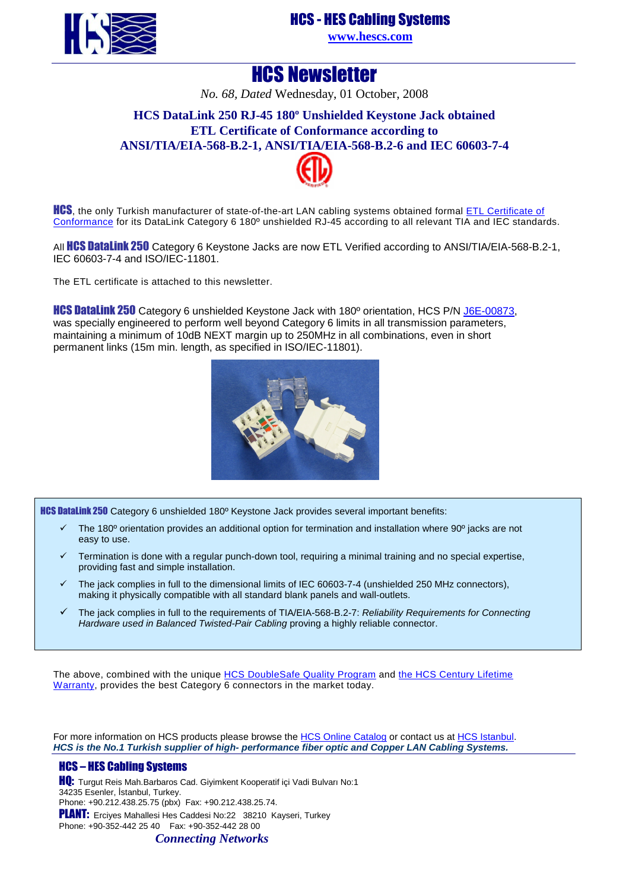**HCS - HES Cabling Systems**

**www.hescs.com**

# HCS Newsletter

*No. 68, Dated* Wednesday, 01 October, 2008

## HCS DataLink 250 RJ-45 180º Unshielded Keystone Jack obtained ETL Certificate of Conformance according to ANSI/TIA/EIA-568-B.2-1, ANSI/TIA/EIA-568-B.2-6 and IEC 60603-7-4

**HCS**, the only Turkish manufacturer of state-of-the-art LAN cabling systems obtained formal ETL Certificate of Conformance for its DataLink Category 6 180º unshielded RJ-45 according to all relevant TIA and IEC standards.

All **HCS DataLink 250** Category 6 Keystone Jacks are now ETL Verified according to ANSI/TIA/EIA-568-B.2-1, IEC 60603-7-4 and ISO/IEC-11801.

The ETL certificate is attached to this newsletter.

**HCS DataLink 250** Category 6 unshielded Keystone Jack with 180º orientation, HCS P/N J6E-00873, was specially engineered to perform well beyond Category 6 limits in all transmission parameters, maintaining a minimum of 10dB NEXT margin up to 250MHz in all combinations, even in short permanent links (15m min. length, as specified in ISO/IEC-11801).

**HCS DataLink 250** Category 6 unshielded 180º Keystone Jack provides several important benefits:

- ✓ The 180º orientation provides an additional option for termination and installation where 90º jacks are not easy to use.
- ✓ Termination is done with a regular punch-down tool, requiring a minimal training and no special expertise, providing fast and simple installation.
- ✓ The jack complies in full to the dimensional limits of IEC 60603-7-4 (unshielded 250 MHz connectors), making it physically compatible with all standard blank panels and wall-outlets.
- ✓ The jack complies in full to the requirements of TIA/EIA-568-B.2-7: *Reliability Requirements for Connecting Hardware used in Balanced Twisted-Pair Cabling* proving a highly reliable connector.

The above, combined with the unique HCS DoubleSafe Quality Program and the HCS Century Lifetime Warranty, provides the best Category 6 connectors in the market today.

For more information on HCS products please browse the HCS Online Catalog or contact us at HCS Istanbul.
***HCS is the No.1 Turkish supplier of high- performance fiber optic and Copper LAN Cabling Systems.***

**HCS – HES Cabling Systems**

**HQ:** Turgut Reis Mah.Barbaros Cad. Giyimkent Kooperatif içi Vadi Bulvarı No:1
34235 Esenler, İstanbul, Turkey.
Phone: +90.212.438.25.75 (pbx) Fax: +90.212.438.25.74.

**PLANT:** Erciyes Mahallesi Hes Caddesi No:22 38210 Kayseri, Turkey
Phone: +90-352-442 25 40 Fax: +90-352-442 28 00

***Connecting Networks***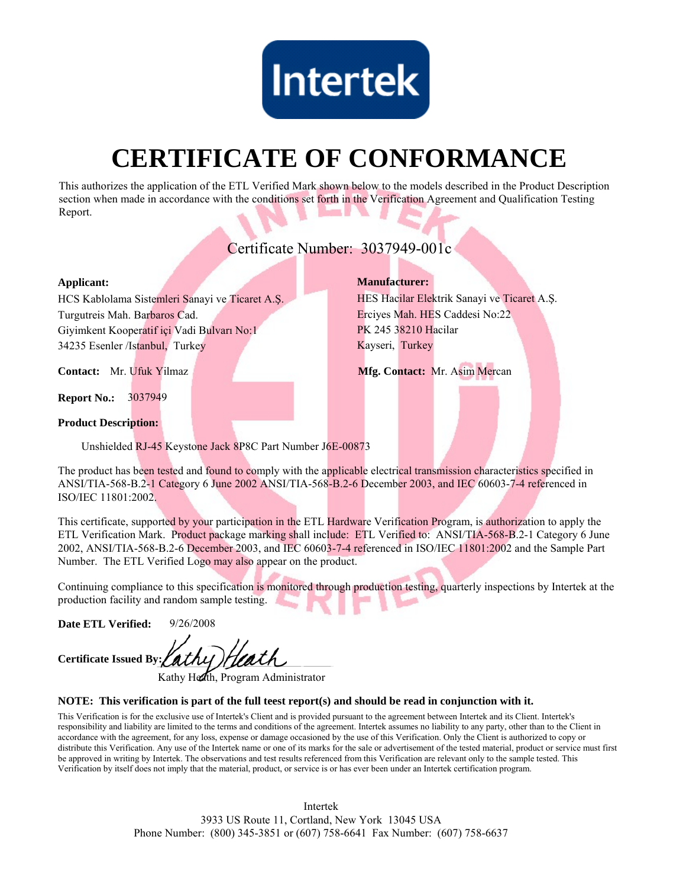# CERTIFICATE OF CONFORMANCE

This authorizes the application of the ETL Verified Mark shown below to the models described in the Product Description section when made in accordance with the conditions set forth in the Verification Agreement and Qualification Testing Report.

Certificate Number: 3037949-001c

**Applicant:**
HCS Kablolama Sistemleri Sanayi ve Ticaret A.Ş.
Turgutreis Mah. Barbaros Cad.
Giyimkent Kooperatif içi Vadi Bulvarı No:1
34235 Esenler /Istanbul, Turkey

**Contact:** Mr. Ufuk Yilmaz

**Manufacturer:**
HES Hacilar Elektrik Sanayi ve Ticaret A.Ş.
Erciyes Mah. HES Caddesi No:22
PK 245 38210 Hacilar
Kayseri, Turkey

**Mfg. Contact:** Mr. Asim Mercan

**Report No.:** 3037949

**Product Description:**

Unshielded RJ-45 Keystone Jack 8P8C Part Number J6E-00873

The product has been tested and found to comply with the applicable electrical transmission characteristics specified in ANSI/TIA-568-B.2-1 Category 6 June 2002 ANSI/TIA-568-B.2-6 December 2003, and IEC 60603-7-4 referenced in ISO/IEC 11801:2002.

This certificate, supported by your participation in the ETL Hardware Verification Program, is authorization to apply the ETL Verification Mark. Product package marking shall include: ETL Verified to: ANSI/TIA-568-B.2-1 Category 6 June 2002, ANSI/TIA-568-B.2-6 December 2003, and IEC 60603-7-4 referenced in ISO/IEC 11801:2002 and the Sample Part Number. The ETL Verified Logo may also appear on the product.

Continuing compliance to this specification is monitored through production testing, quarterly inspections by Intertek at the production facility and random sample testing.

**Date ETL Verified:** 9/26/2008

**Certificate Issued By:** Kathy Heath

Kathy Heath, Program Administrator

**NOTE: This verification is part of the full teest report(s) and should be read in conjunction with it.**

This Verification is for the exclusive use of Intertek's Client and is provided pursuant to the agreement between Intertek and its Client. Intertek's responsibility and liability are limited to the terms and conditions of the agreement. Intertek assumes no liability to any party, other than to the Client in accordance with the agreement, for any loss, expense or damage occasioned by the use of this Verification. Only the Client is authorized to copy or distribute this Verification. Any use of the Intertek name or one of its marks for the sale or advertisement of the tested material, product or service must first be approved in writing by Intertek. The observations and test results referenced from this Verification are relevant only to the sample tested. This Verification by itself does not imply that the material, product, or service is or has ever been under an Intertek certification program.

Intertek
3933 US Route 11, Cortland, New York 13045 USA
Phone Number: (800) 345-3851 or (607) 758-6641 Fax Number: (607) 758-6637